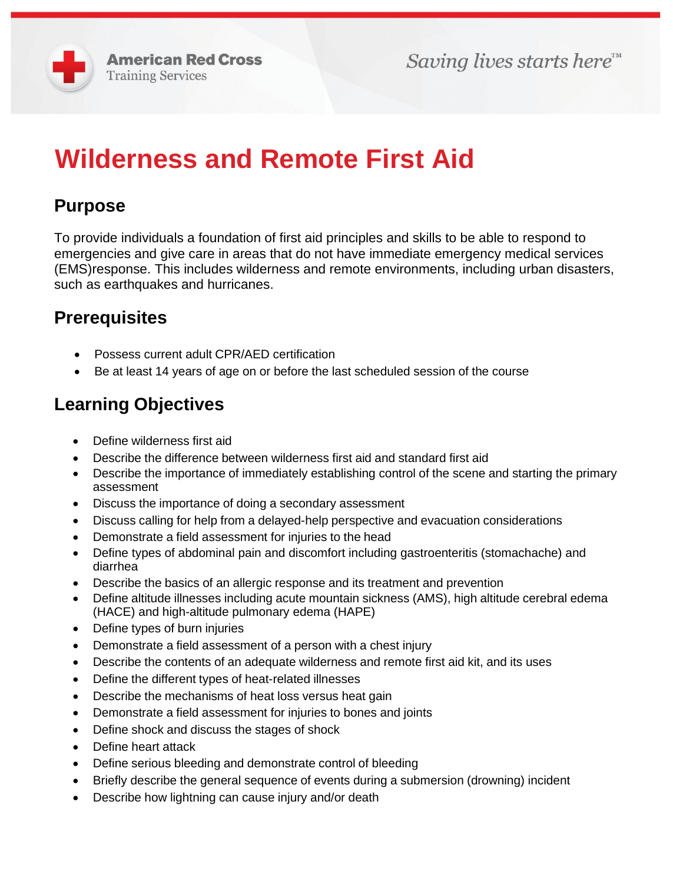American Red Cross
Training Services

*Saving lives starts here™*

# Wilderness and Remote First Aid

## Purpose

To provide individuals a foundation of first aid principles and skills to be able to respond to emergencies and give care in areas that do not have immediate emergency medical services (EMS)response. This includes wilderness and remote environments, including urban disasters, such as earthquakes and hurricanes.

## Prerequisites

- Possess current adult CPR/AED certification
- Be at least 14 years of age on or before the last scheduled session of the course

## Learning Objectives

- Define wilderness first aid
- Describe the difference between wilderness first aid and standard first aid
- Describe the importance of immediately establishing control of the scene and starting the primary assessment
- Discuss the importance of doing a secondary assessment
- Discuss calling for help from a delayed-help perspective and evacuation considerations
- Demonstrate a field assessment for injuries to the head
- Define types of abdominal pain and discomfort including gastroenteritis (stomachache) and diarrhea
- Describe the basics of an allergic response and its treatment and prevention
- Define altitude illnesses including acute mountain sickness (AMS), high altitude cerebral edema (HACE) and high-altitude pulmonary edema (HAPE)
- Define types of burn injuries
- Demonstrate a field assessment of a person with a chest injury
- Describe the contents of an adequate wilderness and remote first aid kit, and its uses
- Define the different types of heat-related illnesses
- Describe the mechanisms of heat loss versus heat gain
- Demonstrate a field assessment for injuries to bones and joints
- Define shock and discuss the stages of shock
- Define heart attack
- Define serious bleeding and demonstrate control of bleeding
- Briefly describe the general sequence of events during a submersion (drowning) incident
- Describe how lightning can cause injury and/or death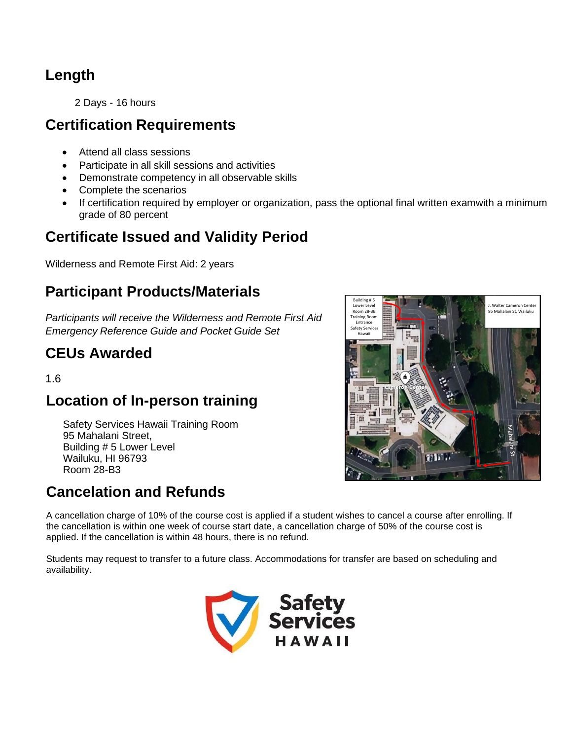## Length

2 Days - 16 hours

## Certification Requirements

- Attend all class sessions
- Participate in all skill sessions and activities
- Demonstrate competency in all observable skills
- Complete the scenarios
- If certification required by employer or organization, pass the optional final written examwith a minimum grade of 80 percent

## Certificate Issued and Validity Period

Wilderness and Remote First Aid: 2 years

## Participant Products/Materials

*Participants will receive the Wilderness and Remote First Aid Emergency Reference Guide and Pocket Guide Set*

## CEUs Awarded

1.6

## Location of In-person training

Safety Services Hawaii Training Room
95 Mahalani Street,
Building # 5 Lower Level
Wailuku, HI 96793
Room 28-B3

Building # 5
Lower Level
Room 28-38
Training Room
Entrance
Safety Services
Hawaii

J. Walter Cameron Center
95 Mahalani St, Wailuku

Cameron Center

Mahalani St

## Cancelation and Refunds

A cancellation charge of 10% of the course cost is applied if a student wishes to cancel a course after enrolling. If the cancellation is within one week of course start date, a cancellation charge of 50% of the course cost is applied. If the cancellation is within 48 hours, there is no refund.

Students may request to transfer to a future class. Accommodations for transfer are based on scheduling and availability.

Safety Services HAWAII